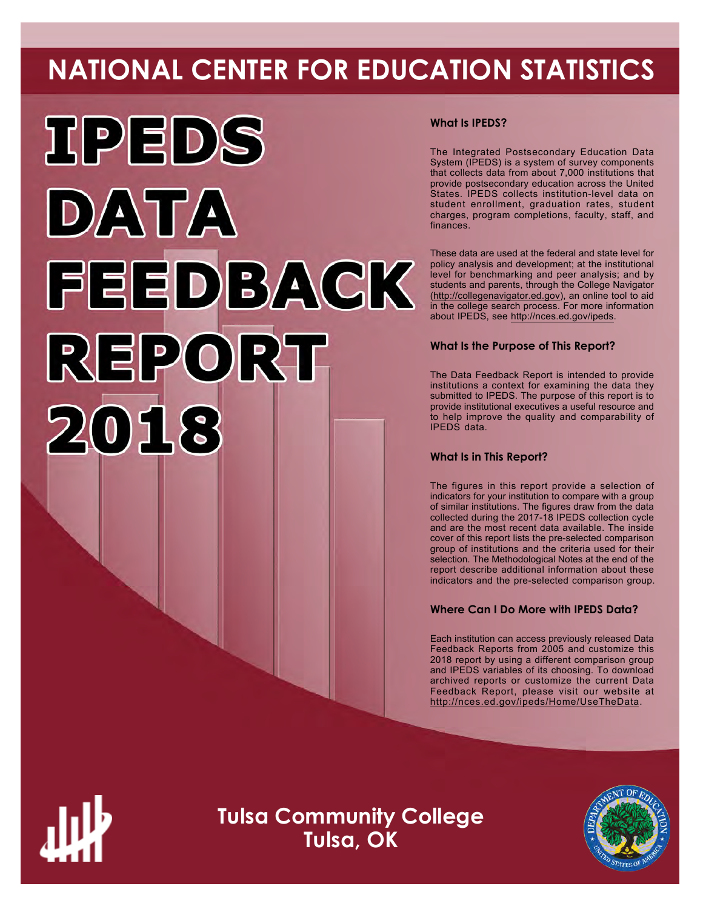# NATIONAL CENTER FOR EDUCATION STATISTICS

# IPEDS DATA FEEDBACK REPORT 2018

### What Is IPEDS?

The Integrated Postsecondary Education Data System (IPEDS) is a system of survey components that collects data from about 7,000 institutions that provide postsecondary education across the United States. IPEDS collects institution-level data on student enrollment, graduation rates, student charges, program completions, faculty, staff, and finances.

These data are used at the federal and state level for policy analysis and development; at the institutional level for benchmarking and peer analysis; and by students and parents, through the College Navigator (http://collegenavigator.ed.gov), an online tool to aid in the college search process. For more information about IPEDS, see http://nces.ed.gov/ipeds.

### What Is the Purpose of This Report?

The Data Feedback Report is intended to provide institutions a context for examining the data they submitted to IPEDS. The purpose of this report is to provide institutional executives a useful resource and to help improve the quality and comparability of IPEDS data.

### What Is in This Report?

The figures in this report provide a selection of indicators for your institution to compare with a group of similar institutions. The figures draw from the data collected during the 2017-18 IPEDS collection cycle and are the most recent data available. The inside cover of this report lists the pre-selected comparison group of institutions and the criteria used for their selection. The Methodological Notes at the end of the report describe additional information about these indicators and the pre-selected comparison group.

### Where Can I Do More with IPEDS Data?

Each institution can access previously released Data Feedback Reports from 2005 and customize this 2018 report by using a different comparison group and IPEDS variables of its choosing. To download archived reports or customize the current Data Feedback Report, please visit our website at http://nces.ed.gov/ipeds/Home/UseTheData.

## Tulsa Community College
## Tulsa, OK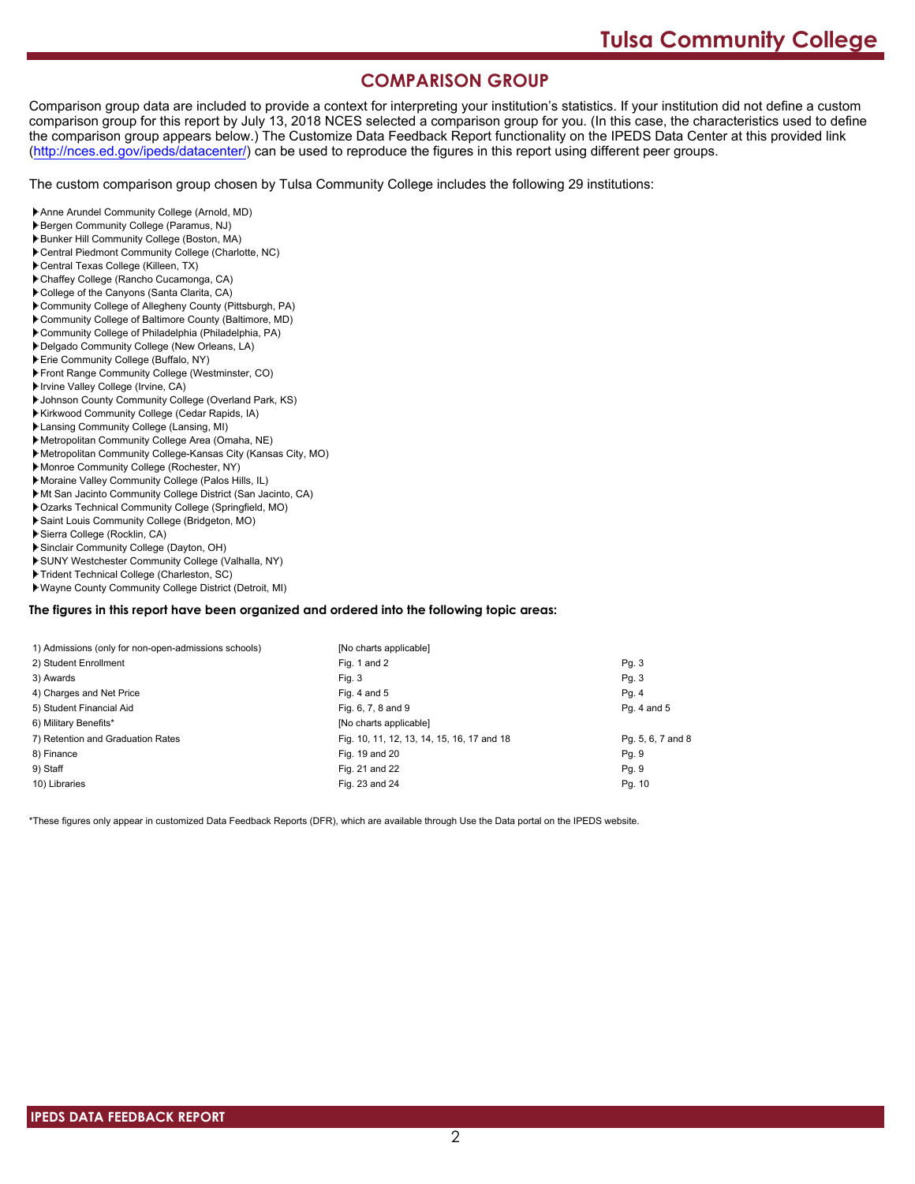## COMPARISON GROUP

Comparison group data are included to provide a context for interpreting your institution's statistics. If your institution did not define a custom comparison group for this report by July 13, 2018 NCES selected a comparison group for you. (In this case, the characteristics used to define the comparison group appears below.) The Customize Data Feedback Report functionality on the IPEDS Data Center at this provided link (http://nces.ed.gov/ipeds/datacenter/) can be used to reproduce the figures in this report using different peer groups.

The custom comparison group chosen by Tulsa Community College includes the following 29 institutions:

- Anne Arundel Community College (Arnold, MD)
- Bergen Community College (Paramus, NJ)
- Bunker Hill Community College (Boston, MA)
- Central Piedmont Community College (Charlotte, NC)
- Central Texas College (Killeen, TX)
- Chaffey College (Rancho Cucamonga, CA)
- College of the Canyons (Santa Clarita, CA)
- Community College of Allegheny County (Pittsburgh, PA)
- Community College of Baltimore County (Baltimore, MD)
- Community College of Philadelphia (Philadelphia, PA)
- Delgado Community College (New Orleans, LA)
- Erie Community College (Buffalo, NY)
- Front Range Community College (Westminster, CO)
- Irvine Valley College (Irvine, CA)
- Johnson County Community College (Overland Park, KS)
- Kirkwood Community College (Cedar Rapids, IA)
- Lansing Community College (Lansing, MI)
- Metropolitan Community College Area (Omaha, NE)
- Metropolitan Community College-Kansas City (Kansas City, MO)
- Monroe Community College (Rochester, NY)
- Moraine Valley Community College (Palos Hills, IL)
- Mt San Jacinto Community College District (San Jacinto, CA)
- Ozarks Technical Community College (Springfield, MO)
- Saint Louis Community College (Bridgeton, MO)
- Sierra College (Rocklin, CA)
- Sinclair Community College (Dayton, OH)
- SUNY Westchester Community College (Valhalla, NY)
- Trident Technical College (Charleston, SC)
- Wayne County Community College District (Detroit, MI)

**The figures in this report have been organized and ordered into the following topic areas:**

| Topic area | Figures | Pages |
|---|---|---|
| 1) Admissions (only for non-open-admissions schools) | [No charts applicable] | |
| 2) Student Enrollment | Fig. 1 and 2 | Pg. 3 |
| 3) Awards | Fig. 3 | Pg. 3 |
| 4) Charges and Net Price | Fig. 4 and 5 | Pg. 4 |
| 5) Student Financial Aid | Fig. 6, 7, 8 and 9 | Pg. 4 and 5 |
| 6) Military Benefits* | [No charts applicable] | |
| 7) Retention and Graduation Rates | Fig. 10, 11, 12, 13, 14, 15, 16, 17 and 18 | Pg. 5, 6, 7 and 8 |
| 8) Finance | Fig. 19 and 20 | Pg. 9 |
| 9) Staff | Fig. 21 and 22 | Pg. 9 |
| 10) Libraries | Fig. 23 and 24 | Pg. 10 |

*These figures only appear in customized Data Feedback Reports (DFR), which are available through Use the Data portal on the IPEDS website.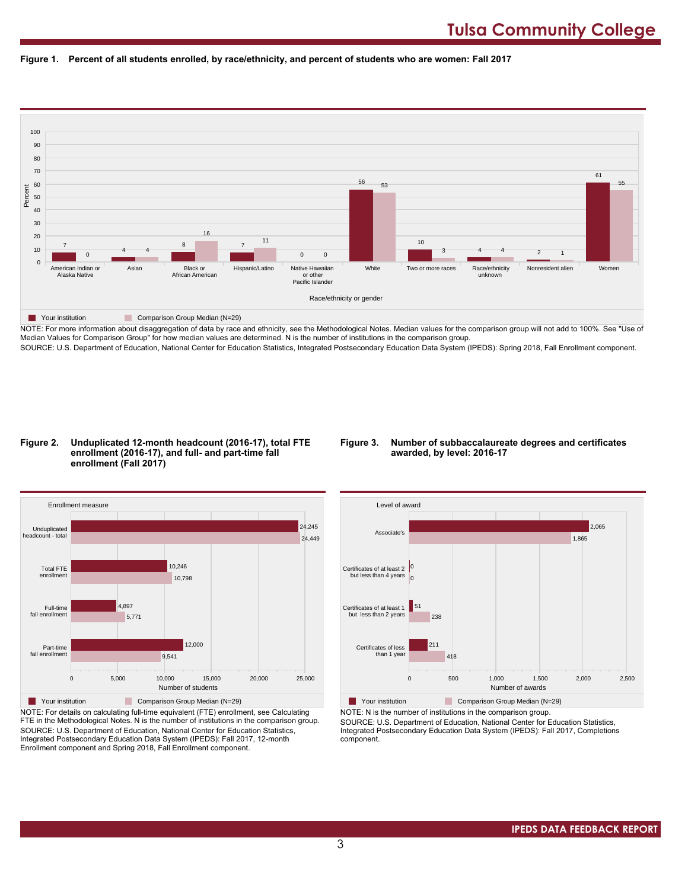# Tulsa Community College

**Figure 1. Percent of all students enrolled, by race/ethnicity, and percent of students who are women: Fall 2017**

| Race/ethnicity or gender | Your institution | Comparison Group Median (N=29) |
|---|---|---|
| American Indian or Alaska Native | 7 | 0 |
| Asian | 4 | 4 |
| Black or African American | 8 | 16 |
| Hispanic/Latino | 7 | 11 |
| Native Hawaiian or other Pacific Islander | 0 | 0 |
| White | 56 | 53 |
| Two or more races | 10 | 3 |
| Race/ethnicity unknown | 4 | 4 |
| Nonresident alien | 2 | 1 |
| Women | 61 | 55 |

NOTE: For more information about disaggregation of data by race and ethnicity, see the Methodological Notes. Median values for the comparison group will not add to 100%. See "Use of Median Values for Comparison Group" for how median values are determined. N is the number of institutions in the comparison group.
SOURCE: U.S. Department of Education, National Center for Education Statistics, Integrated Postsecondary Education Data System (IPEDS): Spring 2018, Fall Enrollment component.

**Figure 2. Unduplicated 12-month headcount (2016-17), total FTE enrollment (2016-17), and full- and part-time fall enrollment (Fall 2017)**

| Enrollment measure | Your institution | Comparison Group Median (N=29) |
|---|---|---|
| Unduplicated headcount - total | 24,245 | 24,449 |
| Total FTE enrollment | 10,246 | 10,798 |
| Full-time fall enrollment | 4,897 | 5,771 |
| Part-time fall enrollment | 12,000 | 9,541 |

NOTE: For details on calculating full-time equivalent (FTE) enrollment, see Calculating FTE in the Methodological Notes. N is the number of institutions in the comparison group.
SOURCE: U.S. Department of Education, National Center for Education Statistics, Integrated Postsecondary Education Data System (IPEDS): Fall 2017, 12-month Enrollment component and Spring 2018, Fall Enrollment component.

**Figure 3. Number of subbaccalaureate degrees and certificates awarded, by level: 2016-17**

| Level of award | Your institution | Comparison Group Median (N=29) |
|---|---|---|
| Associate's | 2,065 | 1,865 |
| Certificates of at least 2 but less than 4 years | 0 | 0 |
| Certificates of at least 1 but less than 2 years | 51 | 238 |
| Certificates of less than 1 year | 211 | 418 |

NOTE: N is the number of institutions in the comparison group.
SOURCE: U.S. Department of Education, National Center for Education Statistics, Integrated Postsecondary Education Data System (IPEDS): Fall 2017, Completions component.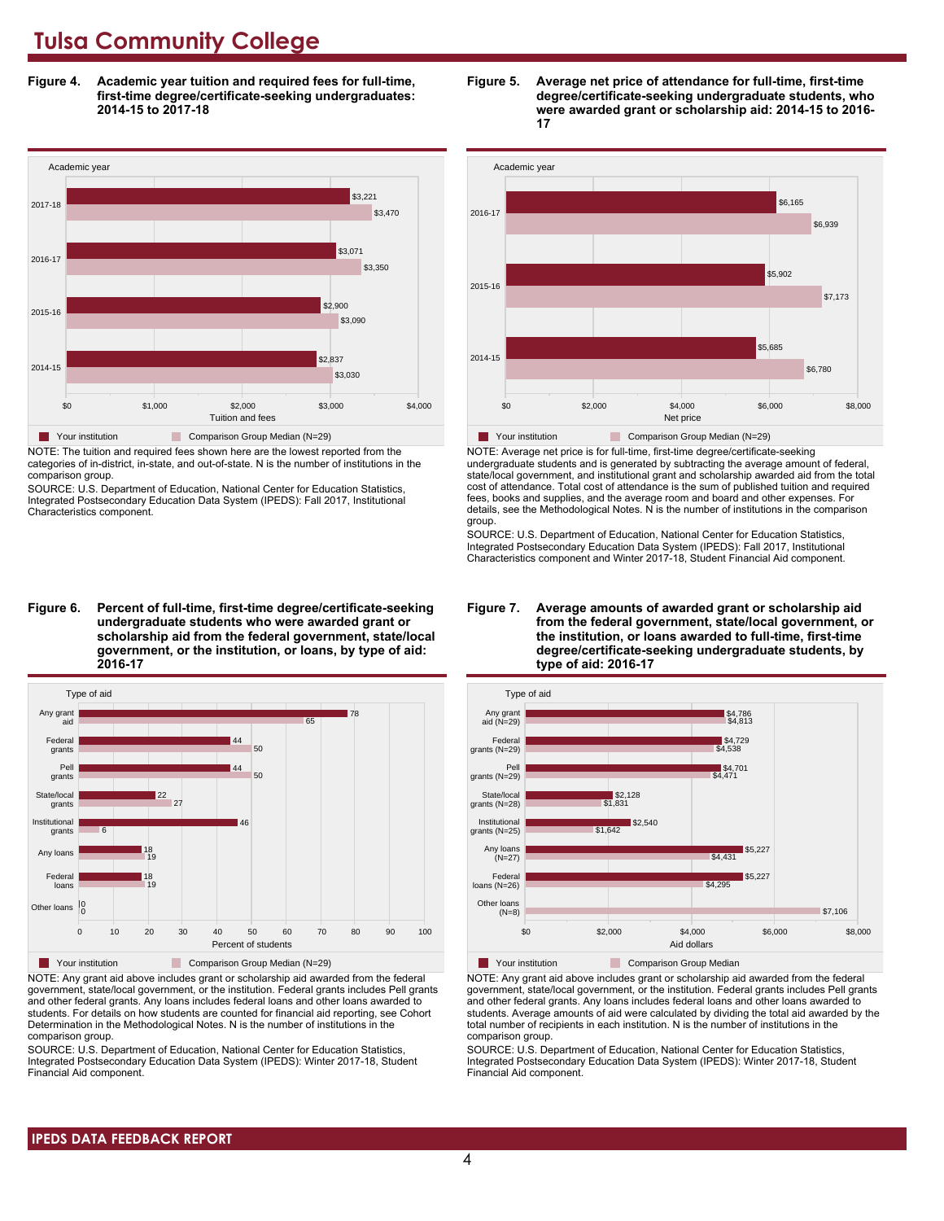# Tulsa Community College

**Figure 4. Academic year tuition and required fees for full-time, first-time degree/certificate-seeking undergraduates: 2014-15 to 2017-18**

| Academic year | Your institution | Comparison Group Median (N=29) |
|---|---|---|
| 2017-18 | $3,221 | $3,470 |
| 2016-17 | $3,071 | $3,350 |
| 2015-16 | $2,900 | $3,090 |
| 2014-15 | $2,837 | $3,030 |

NOTE: The tuition and required fees shown here are the lowest reported from the categories of in-district, in-state, and out-of-state. N is the number of institutions in the comparison group.

SOURCE: U.S. Department of Education, National Center for Education Statistics, Integrated Postsecondary Education Data System (IPEDS): Fall 2017, Institutional Characteristics component.

**Figure 5. Average net price of attendance for full-time, first-time degree/certificate-seeking undergraduate students, who were awarded grant or scholarship aid: 2014-15 to 2016-17**

| Academic year | Your institution | Comparison Group Median (N=29) |
|---|---|---|
| 2016-17 | $6,165 | $6,939 |
| 2015-16 | $5,902 | $7,173 |
| 2014-15 | $5,685 | $6,780 |

NOTE: Average net price is for full-time, first-time degree/certificate-seeking undergraduate students and is generated by subtracting the average amount of federal, state/local government, and institutional grant and scholarship awarded aid from the total cost of attendance. Total cost of attendance is the sum of published tuition and required fees, books and supplies, and the average room and board and other expenses. For details, see the Methodological Notes. N is the number of institutions in the comparison group.

SOURCE: U.S. Department of Education, National Center for Education Statistics, Integrated Postsecondary Education Data System (IPEDS): Fall 2017, Institutional Characteristics component and Winter 2017-18, Student Financial Aid component.

**Figure 6. Percent of full-time, first-time degree/certificate-seeking undergraduate students who were awarded grant or scholarship aid from the federal government, state/local government, or the institution, or loans, by type of aid: 2016-17**

| Type of aid | Your institution | Comparison Group Median (N=29) |
|---|---|---|
| Any grant aid | 78 | 65 |
| Federal grants | 44 | 50 |
| Pell grants | 44 | 50 |
| State/local grants | 22 | 27 |
| Institutional grants | 46 | 6 |
| Any loans | 18 | 19 |
| Federal loans | 18 | 19 |
| Other loans | 0 | 0 |

NOTE: Any grant aid above includes grant or scholarship aid awarded from the federal government, state/local government, or the institution. Federal grants includes Pell grants and other federal grants. Any loans includes federal loans and other loans awarded to students. For details on how students are counted for financial aid reporting, see Cohort Determination in the Methodological Notes. N is the number of institutions in the comparison group.

SOURCE: U.S. Department of Education, National Center for Education Statistics, Integrated Postsecondary Education Data System (IPEDS): Winter 2017-18, Student Financial Aid component.

**Figure 7. Average amounts of awarded grant or scholarship aid from the federal government, state/local government, or the institution, or loans awarded to full-time, first-time degree/certificate-seeking undergraduate students, by type of aid: 2016-17**

| Type of aid | Your institution | Comparison Group Median |
|---|---|---|
| Any grant aid (N=29) | $4,786 | $4,813 |
| Federal grants (N=29) | $4,729 | $4,538 |
| Pell grants (N=29) | $4,701 | $4,471 |
| State/local grants (N=28) | $2,128 | $1,831 |
| Institutional grants (N=25) | $2,540 | $1,642 |
| Any loans (N=27) | $5,227 | $4,431 |
| Federal loans (N=26) | $5,227 | $4,295 |
| Other loans (N=8) | | $7,106 |

NOTE: Any grant aid above includes grant or scholarship aid awarded from the federal government, state/local government, or the institution. Federal grants includes Pell grants and other federal grants. Any loans includes federal loans and other loans awarded to students. Average amounts of aid were calculated by dividing the total aid awarded by the total number of recipients in each institution. N is the number of institutions in the comparison group.

SOURCE: U.S. Department of Education, National Center for Education Statistics, Integrated Postsecondary Education Data System (IPEDS): Winter 2017-18, Student Financial Aid component.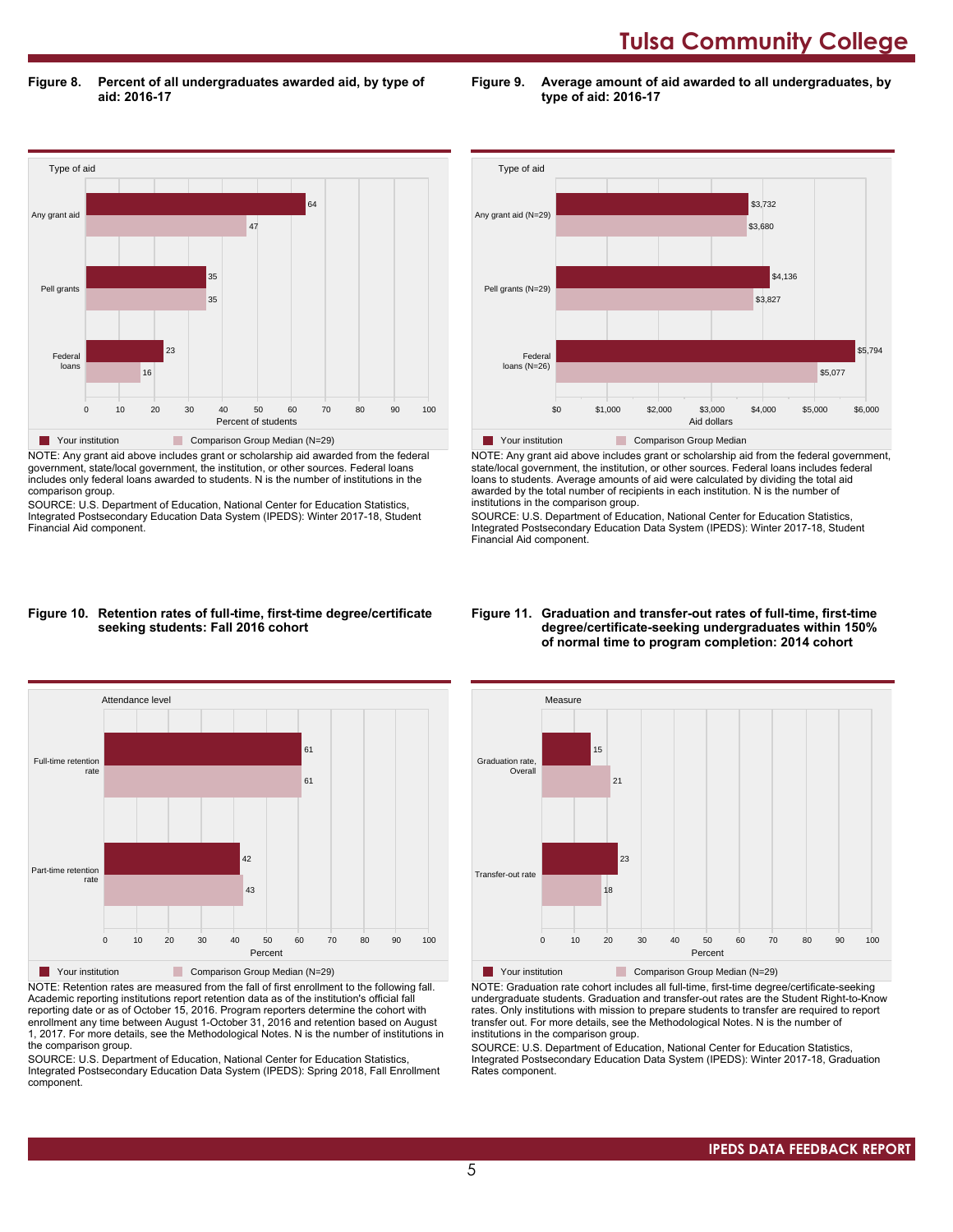**Figure 8. Percent of all undergraduates awarded aid, by type of aid: 2016-17**

| Type of aid | Your institution | Comparison Group Median (N=29) |
|---|---|---|
| Any grant aid | 64 | 47 |
| Pell grants | 35 | 35 |
| Federal loans | 23 | 16 |

NOTE: Any grant aid above includes grant or scholarship aid awarded from the federal government, state/local government, the institution, or other sources. Federal loans includes only federal loans awarded to students. N is the number of institutions in the comparison group.

SOURCE: U.S. Department of Education, National Center for Education Statistics, Integrated Postsecondary Education Data System (IPEDS): Winter 2017-18, Student Financial Aid component.

**Figure 9. Average amount of aid awarded to all undergraduates, by type of aid: 2016-17**

| Type of aid | Your institution | Comparison Group Median |
|---|---|---|
| Any grant aid (N=29) | $3,732 | $3,680 |
| Pell grants (N=29) | $4,136 | $3,827 |
| Federal loans (N=26) | $5,794 | $5,077 |

NOTE: Any grant aid above includes grant or scholarship aid from the federal government, state/local government, the institution, or other sources. Federal loans includes federal loans to students. Average amounts of aid were calculated by dividing the total aid awarded by the total number of recipients in each institution. N is the number of institutions in the comparison group.

SOURCE: U.S. Department of Education, National Center for Education Statistics, Integrated Postsecondary Education Data System (IPEDS): Winter 2017-18, Student Financial Aid component.

**Figure 10. Retention rates of full-time, first-time degree/certificate seeking students: Fall 2016 cohort**

| Attendance level | Your institution | Comparison Group Median (N=29) |
|---|---|---|
| Full-time retention rate | 61 | 61 |
| Part-time retention rate | 42 | 43 |

NOTE: Retention rates are measured from the fall of first enrollment to the following fall. Academic reporting institutions report retention data as of the institution's official fall reporting date or as of October 15, 2016. Program reporters determine the cohort with enrollment any time between August 1-October 31, 2016 and retention based on August 1, 2017. For more details, see the Methodological Notes. N is the number of institutions in the comparison group.

SOURCE: U.S. Department of Education, National Center for Education Statistics, Integrated Postsecondary Education Data System (IPEDS): Spring 2018, Fall Enrollment component.

**Figure 11. Graduation and transfer-out rates of full-time, first-time degree/certificate-seeking undergraduates within 150% of normal time to program completion: 2014 cohort**

| Measure | Your institution | Comparison Group Median (N=29) |
|---|---|---|
| Graduation rate, Overall | 15 | 21 |
| Transfer-out rate | 23 | 18 |

NOTE: Graduation rate cohort includes all full-time, first-time degree/certificate-seeking undergraduate students. Graduation and transfer-out rates are the Student Right-to-Know rates. Only institutions with mission to prepare students to transfer are required to report transfer out. For more details, see the Methodological Notes. N is the number of institutions in the comparison group.

SOURCE: U.S. Department of Education, National Center for Education Statistics, Integrated Postsecondary Education Data System (IPEDS): Winter 2017-18, Graduation Rates component.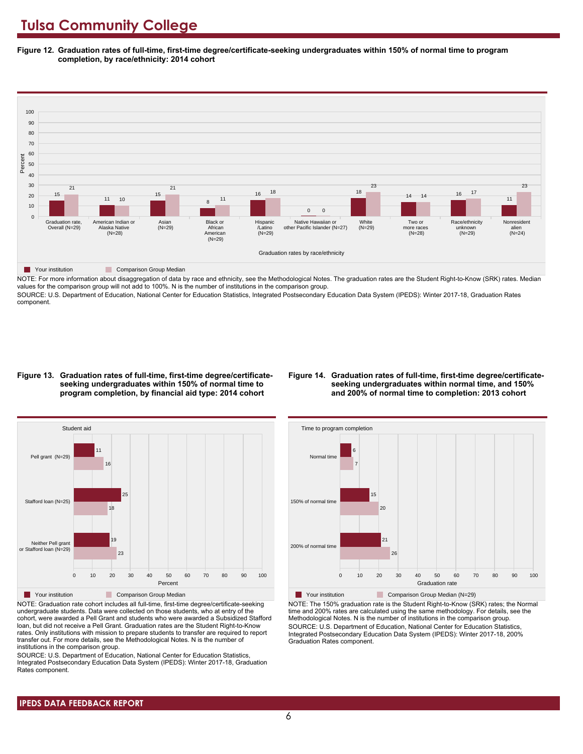# Tulsa Community College

**Figure 12. Graduation rates of full-time, first-time degree/certificate-seeking undergraduates within 150% of normal time to program completion, by race/ethnicity: 2014 cohort**

| Graduation rates by race/ethnicity | Your institution | Comparison Group Median |
|---|---|---|
| Graduation rate, Overall (N=29) | 15 | 21 |
| American Indian or Alaska Native (N=28) | 11 | 10 |
| Asian (N=29) | 15 | 21 |
| Black or African American (N=29) | 8 | 11 |
| Hispanic /Latino (N=29) | 16 | 18 |
| Native Hawaiian or other Pacific Islander (N=27) | 0 | 0 |
| White (N=29) | 18 | 23 |
| Two or more races (N=28) | 14 | 14 |
| Race/ethnicity unknown (N=29) | 16 | 17 |
| Nonresident alien (N=24) | 11 | 23 |

NOTE: For more information about disaggregation of data by race and ethnicity, see the Methodological Notes. The graduation rates are the Student Right-to-Know (SRK) rates. Median values for the comparison group will not add to 100%. N is the number of institutions in the comparison group.

SOURCE: U.S. Department of Education, National Center for Education Statistics, Integrated Postsecondary Education Data System (IPEDS): Winter 2017-18, Graduation Rates component.

**Figure 13. Graduation rates of full-time, first-time degree/certificate-seeking undergraduates within 150% of normal time to program completion, by financial aid type: 2014 cohort**

| Student aid | Your institution | Comparison Group Median |
|---|---|---|
| Pell grant (N=29) | 11 | 16 |
| Stafford loan (N=25) | 25 | 18 |
| Neither Pell grant or Stafford loan (N=29) | 19 | 23 |

NOTE: Graduation rate cohort includes all full-time, first-time degree/certificate-seeking undergraduate students. Data were collected on those students, who at entry of the cohort, were awarded a Pell Grant and students who were awarded a Subsidized Stafford loan, but did not receive a Pell Grant. Graduation rates are the Student Right-to-Know rates. Only institutions with mission to prepare students to transfer are required to report transfer out. For more details, see the Methodological Notes. N is the number of institutions in the comparison group.

SOURCE: U.S. Department of Education, National Center for Education Statistics, Integrated Postsecondary Education Data System (IPEDS): Winter 2017-18, Graduation Rates component.

**Figure 14. Graduation rates of full-time, first-time degree/certificate-seeking undergraduates within normal time, and 150% and 200% of normal time to completion: 2013 cohort**

| Time to program completion | Your institution | Comparison Group Median (N=29) |
|---|---|---|
| Normal time | 6 | 7 |
| 150% of normal time | 15 | 20 |
| 200% of normal time | 21 | 26 |

NOTE: The 150% graduation rate is the Student Right-to-Know (SRK) rates; the Normal time and 200% rates are calculated using the same methodology. For details, see the Methodological Notes. N is the number of institutions in the comparison group.

SOURCE: U.S. Department of Education, National Center for Education Statistics, Integrated Postsecondary Education Data System (IPEDS): Winter 2017-18, 200% Graduation Rates component.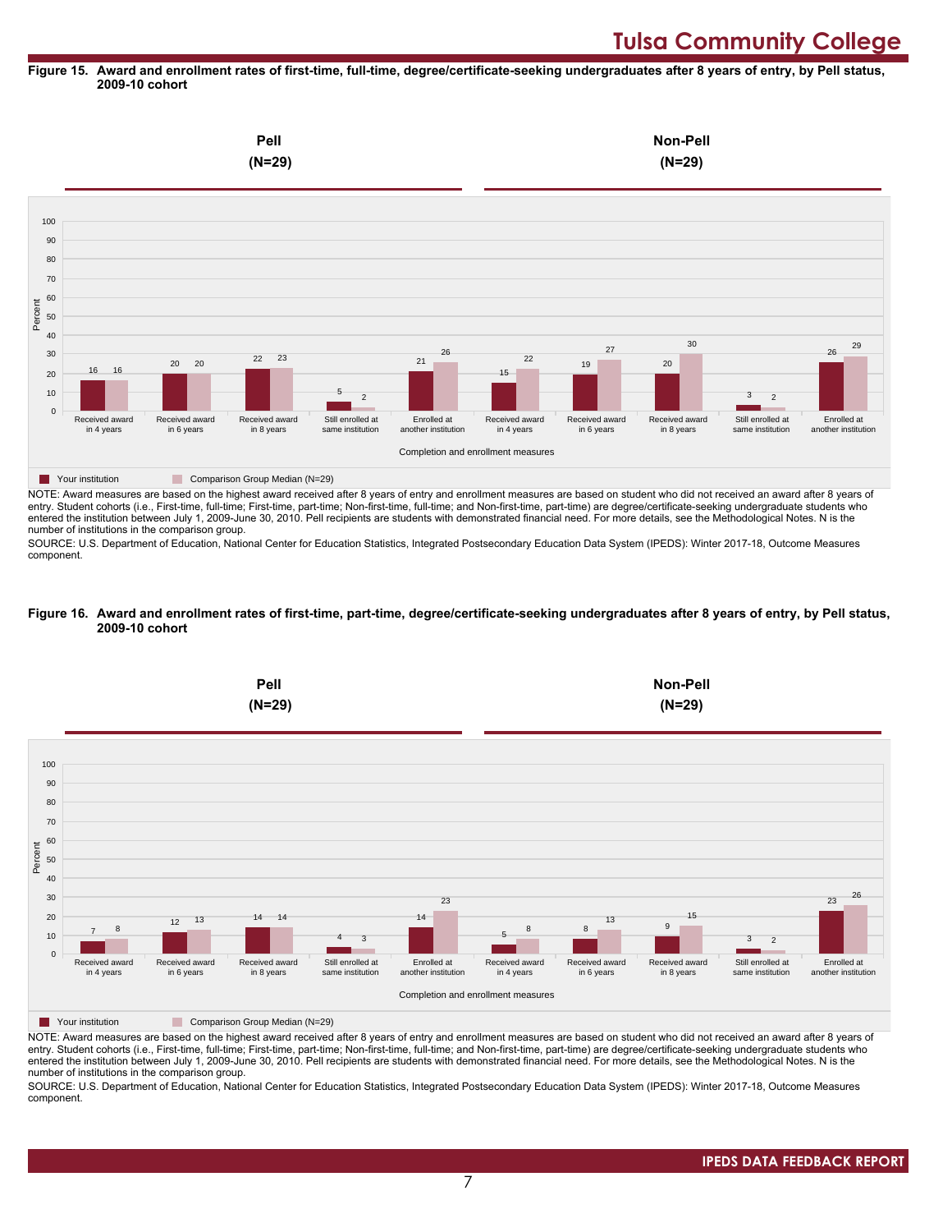# Tulsa Community College

**Figure 15. Award and enrollment rates of first-time, full-time, degree/certificate-seeking undergraduates after 8 years of entry, by Pell status, 2009-10 cohort**

| | Pell (N=29) | | | | | Non-Pell (N=29) | | | | |
|---|---|---|---|---|---|---|---|---|---|---|
| Completion and enrollment measures | Received award in 4 years | Received award in 6 years | Received award in 8 years | Still enrolled at same institution | Enrolled at another institution | Received award in 4 years | Received award in 6 years | Received award in 8 years | Still enrolled at same institution | Enrolled at another institution |
| Your institution | 16 | 20 | 22 | 5 | 21 | 15 | 19 | 20 | 3 | 26 |
| Comparison Group Median (N=29) | 16 | 20 | 23 | 2 | 26 | 22 | 27 | 30 | 2 | 29 |

NOTE: Award measures are based on the highest award received after 8 years of entry and enrollment measures are based on student who did not received an award after 8 years of entry. Student cohorts (i.e., First-time, full-time; First-time, part-time; Non-first-time, full-time; and Non-first-time, part-time) are degree/certificate-seeking undergraduate students who entered the institution between July 1, 2009-June 30, 2010. Pell recipients are students with demonstrated financial need. For more details, see the Methodological Notes. N is the number of institutions in the comparison group.

SOURCE: U.S. Department of Education, National Center for Education Statistics, Integrated Postsecondary Education Data System (IPEDS): Winter 2017-18, Outcome Measures component.

**Figure 16. Award and enrollment rates of first-time, part-time, degree/certificate-seeking undergraduates after 8 years of entry, by Pell status, 2009-10 cohort**

| | Pell (N=29) | | | | | Non-Pell (N=29) | | | | |
|---|---|---|---|---|---|---|---|---|---|---|
| Completion and enrollment measures | Received award in 4 years | Received award in 6 years | Received award in 8 years | Still enrolled at same institution | Enrolled at another institution | Received award in 4 years | Received award in 6 years | Received award in 8 years | Still enrolled at same institution | Enrolled at another institution |
| Your institution | 7 | 12 | 14 | 4 | 14 | 5 | 8 | 9 | 3 | 23 |
| Comparison Group Median (N=29) | 8 | 13 | 14 | 3 | 23 | 8 | 13 | 15 | 2 | 26 |

NOTE: Award measures are based on the highest award received after 8 years of entry and enrollment measures are based on student who did not received an award after 8 years of entry. Student cohorts (i.e., First-time, full-time; First-time, part-time; Non-first-time, full-time; and Non-first-time, part-time) are degree/certificate-seeking undergraduate students who entered the institution between July 1, 2009-June 30, 2010. Pell recipients are students with demonstrated financial need. For more details, see the Methodological Notes. N is the number of institutions in the comparison group.

SOURCE: U.S. Department of Education, National Center for Education Statistics, Integrated Postsecondary Education Data System (IPEDS): Winter 2017-18, Outcome Measures component.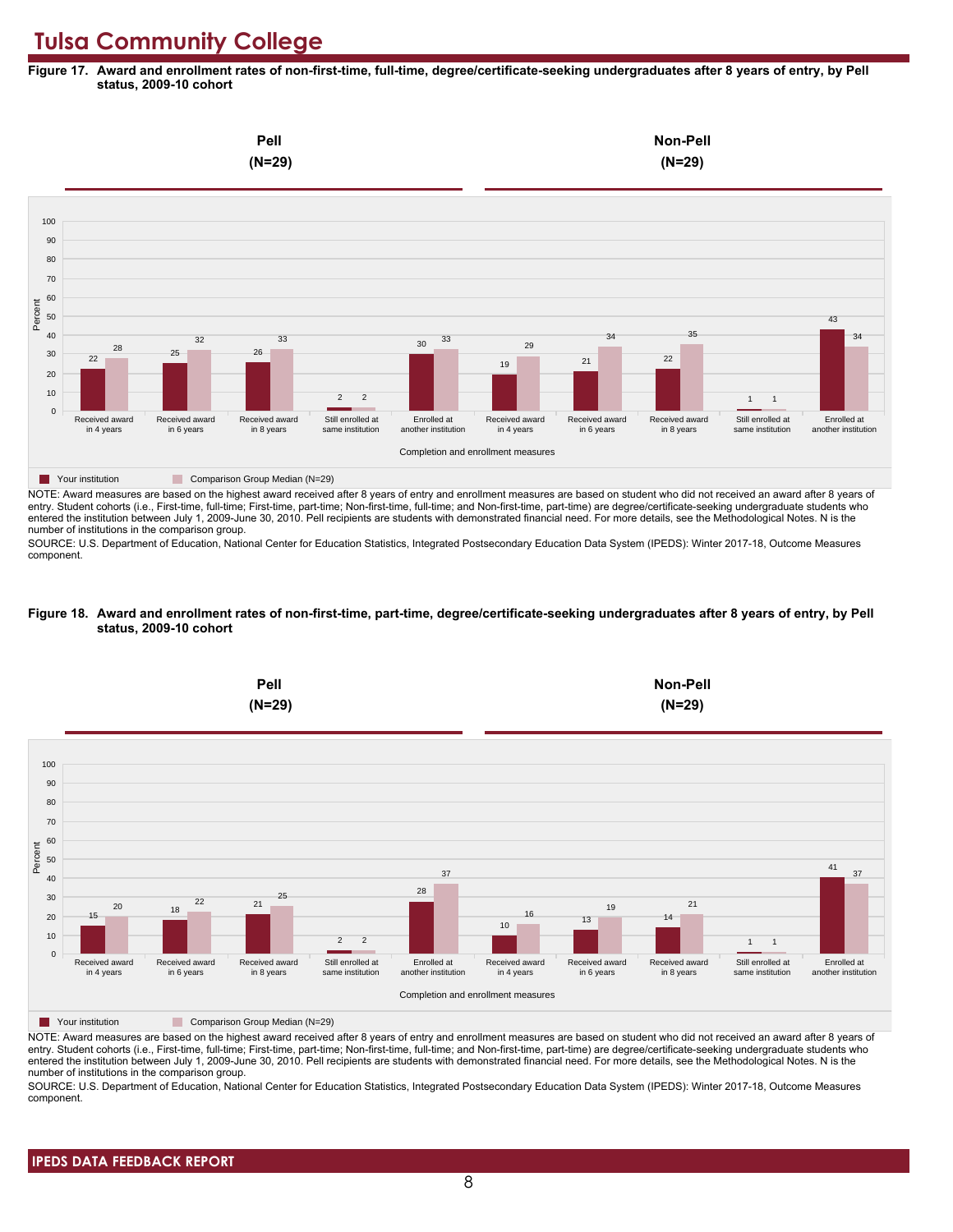# Tulsa Community College

**Figure 17. Award and enrollment rates of non-first-time, full-time, degree/certificate-seeking undergraduates after 8 years of entry, by Pell status, 2009-10 cohort**

| | Pell (N=29) | | Non-Pell (N=29) | |
|---|---|---|---|---|
| Completion and enrollment measures | Your institution | Comparison Group Median (N=29) | Your institution | Comparison Group Median (N=29) |
| Received award in 4 years | 22 | 28 | 19 | 29 |
| Received award in 6 years | 25 | 32 | 21 | 34 |
| Received award in 8 years | 26 | 33 | 22 | 35 |
| Still enrolled at same institution | 2 | 2 | 1 | 1 |
| Enrolled at another institution | 30 | 33 | 43 | 34 |

NOTE: Award measures are based on the highest award received after 8 years of entry and enrollment measures are based on student who did not received an award after 8 years of entry. Student cohorts (i.e., First-time, full-time; First-time, part-time; Non-first-time, full-time; and Non-first-time, part-time) are degree/certificate-seeking undergraduate students who entered the institution between July 1, 2009-June 30, 2010. Pell recipients are students with demonstrated financial need. For more details, see the Methodological Notes. N is the number of institutions in the comparison group.

SOURCE: U.S. Department of Education, National Center for Education Statistics, Integrated Postsecondary Education Data System (IPEDS): Winter 2017-18, Outcome Measures component.

**Figure 18. Award and enrollment rates of non-first-time, part-time, degree/certificate-seeking undergraduates after 8 years of entry, by Pell status, 2009-10 cohort**

| | Pell (N=29) | | Non-Pell (N=29) | |
|---|---|---|---|---|
| Completion and enrollment measures | Your institution | Comparison Group Median (N=29) | Your institution | Comparison Group Median (N=29) |
| Received award in 4 years | 15 | 20 | 10 | 16 |
| Received award in 6 years | 18 | 22 | 13 | 19 |
| Received award in 8 years | 21 | 25 | 14 | 21 |
| Still enrolled at same institution | 2 | 2 | 1 | 1 |
| Enrolled at another institution | 28 | 37 | 41 | 37 |

NOTE: Award measures are based on the highest award received after 8 years of entry and enrollment measures are based on student who did not received an award after 8 years of entry. Student cohorts (i.e., First-time, full-time; First-time, part-time; Non-first-time, full-time; and Non-first-time, part-time) are degree/certificate-seeking undergraduate students who entered the institution between July 1, 2009-June 30, 2010. Pell recipients are students with demonstrated financial need. For more details, see the Methodological Notes. N is the number of institutions in the comparison group.

SOURCE: U.S. Department of Education, National Center for Education Statistics, Integrated Postsecondary Education Data System (IPEDS): Winter 2017-18, Outcome Measures component.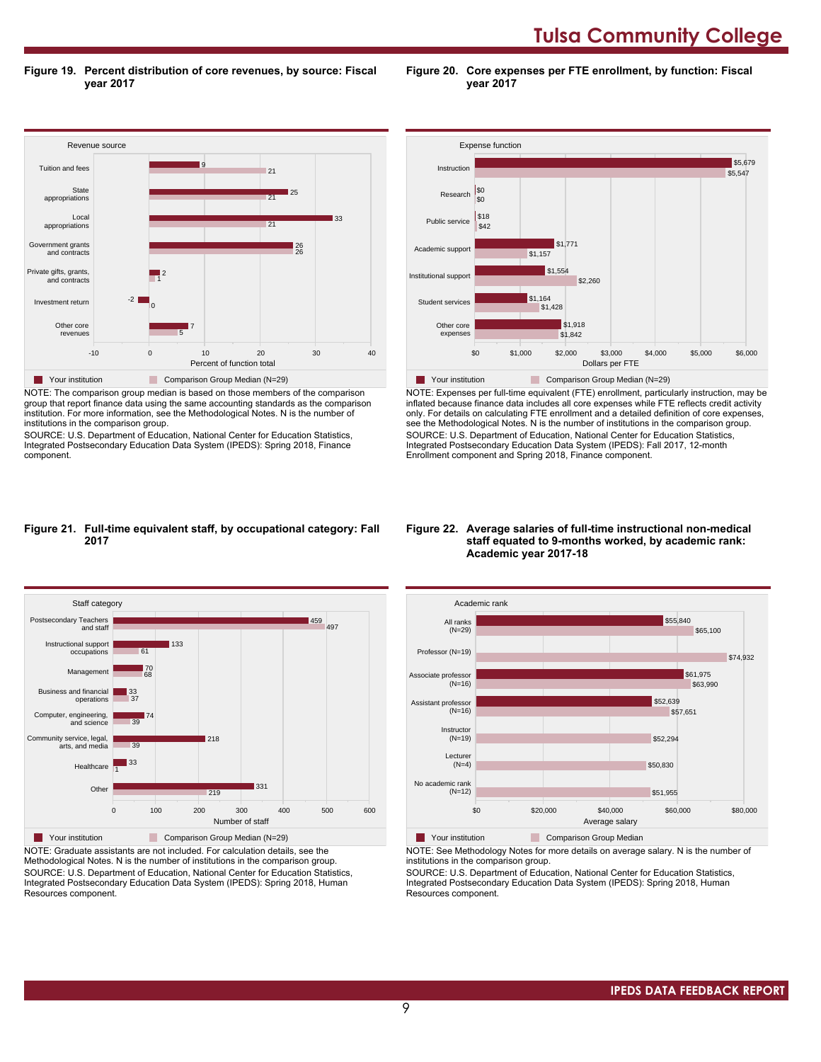## Figure 19. Percent distribution of core revenues, by source: Fiscal year 2017

| Revenue source | Your institution | Comparison Group Median (N=29) |
|---|---|---|
| Tuition and fees | 9 | 21 |
| State appropriations | 25 | 21 |
| Local appropriations | 33 | 21 |
| Government grants and contracts | 26 | 26 |
| Private gifts, grants, and contracts | 2 | 1 |
| Investment return | -2 | 0 |
| Other core revenues | 7 | 5 |

Percent of function total

NOTE: The comparison group median is based on those members of the comparison group that report finance data using the same accounting standards as the comparison institution. For more information, see the Methodological Notes. N is the number of institutions in the comparison group.

SOURCE: U.S. Department of Education, National Center for Education Statistics, Integrated Postsecondary Education Data System (IPEDS): Spring 2018, Finance component.

## Figure 20. Core expenses per FTE enrollment, by function: Fiscal year 2017

| Expense function | Your institution | Comparison Group Median (N=29) |
|---|---|---|
| Instruction | $5,679 | $5,547 |
| Research | $0 | $0 |
| Public service | $18 | $42 |
| Academic support | $1,771 | $1,157 |
| Institutional support | $1,554 | $2,260 |
| Student services | $1,164 | $1,428 |
| Other core expenses | $1,918 | $1,842 |

Dollars per FTE

NOTE: Expenses per full-time equivalent (FTE) enrollment, particularly instruction, may be inflated because finance data includes all core expenses while FTE reflects credit activity only. For details on calculating FTE enrollment and a detailed definition of core expenses, see the Methodological Notes. N is the number of institutions in the comparison group.

SOURCE: U.S. Department of Education, National Center for Education Statistics, Integrated Postsecondary Education Data System (IPEDS): Fall 2017, 12-month Enrollment component and Spring 2018, Finance component.

## Figure 21. Full-time equivalent staff, by occupational category: Fall 2017

| Staff category | Your institution | Comparison Group Median (N=29) |
|---|---|---|
| Postsecondary Teachers and staff | 459 | 497 |
| Instructional support occupations | 133 | 61 |
| Management | 70 | 68 |
| Business and financial operations | 33 | 37 |
| Computer, engineering, and science | 74 | 39 |
| Community service, legal, arts, and media | 218 | 39 |
| Healthcare | 33 | 1 |
| Other | 331 | 219 |

Number of staff

NOTE: Graduate assistants are not included. For calculation details, see the Methodological Notes. N is the number of institutions in the comparison group.

SOURCE: U.S. Department of Education, National Center for Education Statistics, Integrated Postsecondary Education Data System (IPEDS): Spring 2018, Human Resources component.

## Figure 22. Average salaries of full-time instructional non-medical staff equated to 9-months worked, by academic rank: Academic year 2017-18

| Academic rank | Your institution | Comparison Group Median |
|---|---|---|
| All ranks (N=29) | $55,840 | $65,100 |
| Professor (N=19) | | $74,932 |
| Associate professor (N=16) | $61,975 | $63,990 |
| Assistant professor (N=16) | $52,639 | $57,651 |
| Instructor (N=19) | | $52,294 |
| Lecturer (N=4) | | $50,830 |
| No academic rank (N=12) | | $51,955 |

Average salary

NOTE: See Methodology Notes for more details on average salary. N is the number of institutions in the comparison group.

SOURCE: U.S. Department of Education, National Center for Education Statistics, Integrated Postsecondary Education Data System (IPEDS): Spring 2018, Human Resources component.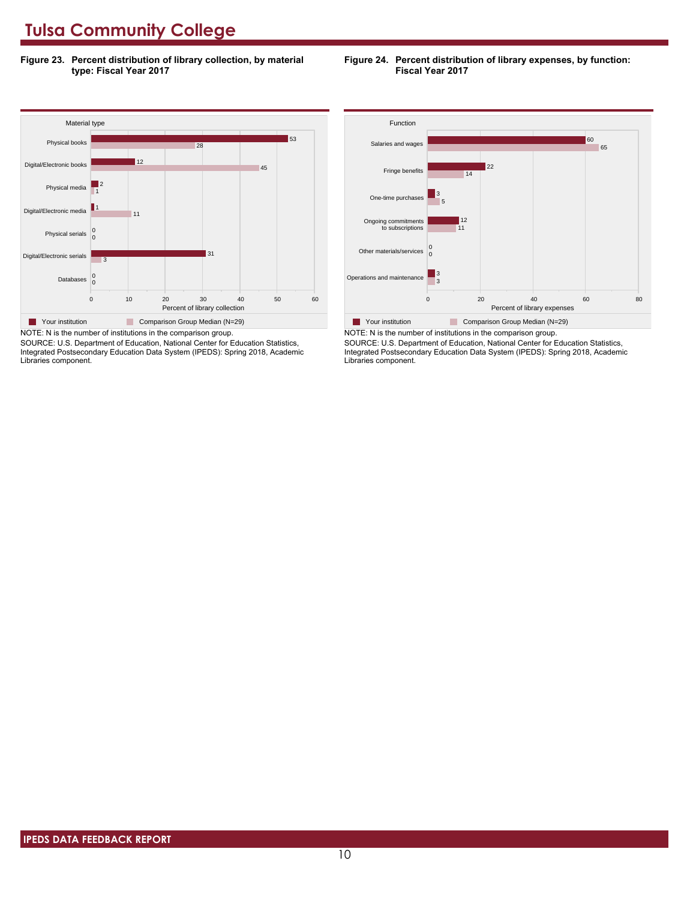# Tulsa Community College

**Figure 23. Percent distribution of library collection, by material type: Fiscal Year 2017**

| Material type | Your institution | Comparison Group Median (N=29) |
|---|---|---|
| Physical books | 53 | 28 |
| Digital/Electronic books | 12 | 45 |
| Physical media | 2 | 1 |
| Digital/Electronic media | 1 | 11 |
| Physical serials | 0 | 0 |
| Digital/Electronic serials | 31 | 3 |
| Databases | 0 | 0 |

Percent of library collection

NOTE: N is the number of institutions in the comparison group.
SOURCE: U.S. Department of Education, National Center for Education Statistics, Integrated Postsecondary Education Data System (IPEDS): Spring 2018, Academic Libraries component.

**Figure 24. Percent distribution of library expenses, by function: Fiscal Year 2017**

| Function | Your institution | Comparison Group Median (N=29) |
|---|---|---|
| Salaries and wages | 60 | 65 |
| Fringe benefits | 22 | 14 |
| One-time purchases | 3 | 5 |
| Ongoing commitments to subscriptions | 12 | 11 |
| Other materials/services | 0 | 0 |
| Operations and maintenance | 3 | 3 |

Percent of library expenses

NOTE: N is the number of institutions in the comparison group.
SOURCE: U.S. Department of Education, National Center for Education Statistics, Integrated Postsecondary Education Data System (IPEDS): Spring 2018, Academic Libraries component.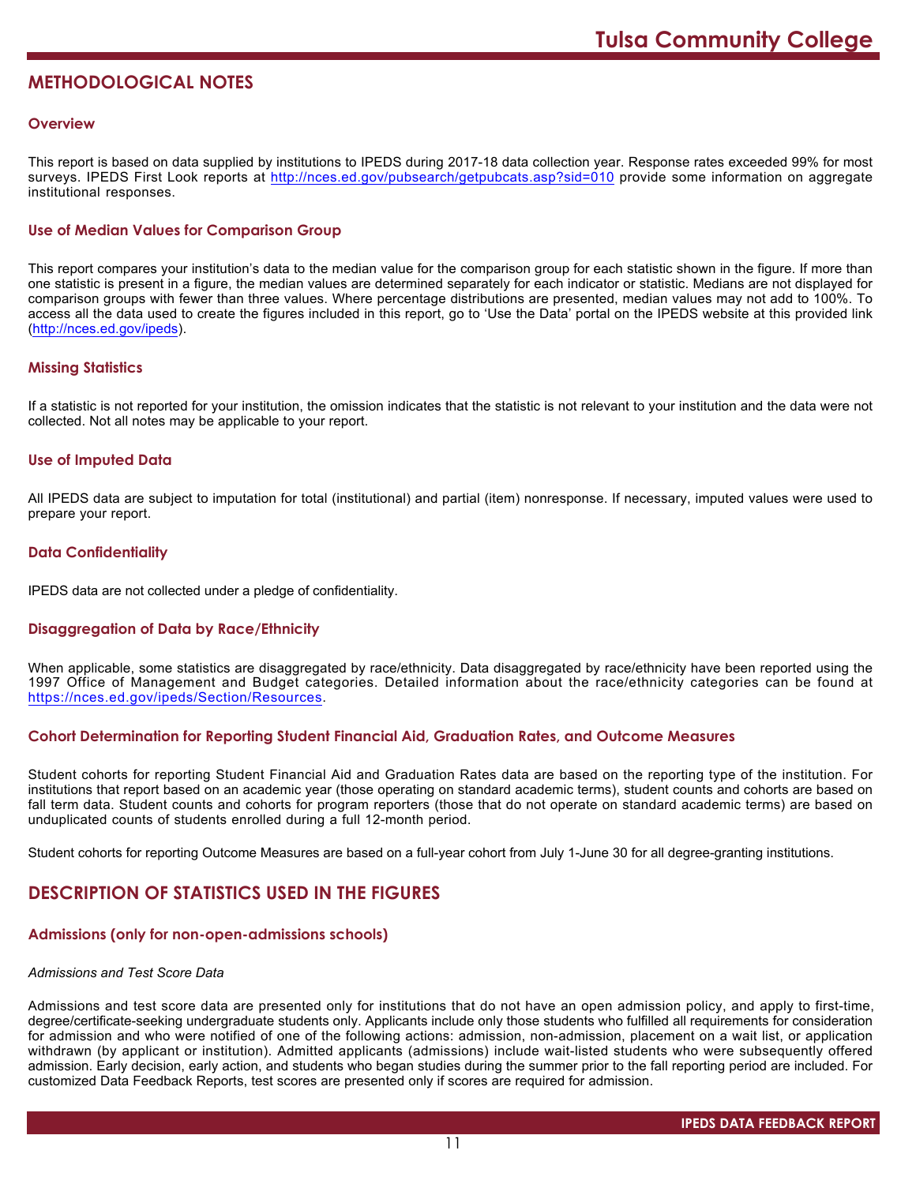## METHODOLOGICAL NOTES

### Overview

This report is based on data supplied by institutions to IPEDS during 2017-18 data collection year. Response rates exceeded 99% for most surveys. IPEDS First Look reports at http://nces.ed.gov/pubsearch/getpubcats.asp?sid=010 provide some information on aggregate institutional responses.

### Use of Median Values for Comparison Group

This report compares your institution's data to the median value for the comparison group for each statistic shown in the figure. If more than one statistic is present in a figure, the median values are determined separately for each indicator or statistic. Medians are not displayed for comparison groups with fewer than three values. Where percentage distributions are presented, median values may not add to 100%. To access all the data used to create the figures included in this report, go to 'Use the Data' portal on the IPEDS website at this provided link (http://nces.ed.gov/ipeds).

### Missing Statistics

If a statistic is not reported for your institution, the omission indicates that the statistic is not relevant to your institution and the data were not collected. Not all notes may be applicable to your report.

### Use of Imputed Data

All IPEDS data are subject to imputation for total (institutional) and partial (item) nonresponse. If necessary, imputed values were used to prepare your report.

### Data Confidentiality

IPEDS data are not collected under a pledge of confidentiality.

### Disaggregation of Data by Race/Ethnicity

When applicable, some statistics are disaggregated by race/ethnicity. Data disaggregated by race/ethnicity have been reported using the 1997 Office of Management and Budget categories. Detailed information about the race/ethnicity categories can be found at https://nces.ed.gov/ipeds/Section/Resources.

### Cohort Determination for Reporting Student Financial Aid, Graduation Rates, and Outcome Measures

Student cohorts for reporting Student Financial Aid and Graduation Rates data are based on the reporting type of the institution. For institutions that report based on an academic year (those operating on standard academic terms), student counts and cohorts are based on fall term data. Student counts and cohorts for program reporters (those that do not operate on standard academic terms) are based on unduplicated counts of students enrolled during a full 12-month period.

Student cohorts for reporting Outcome Measures are based on a full-year cohort from July 1-June 30 for all degree-granting institutions.

## DESCRIPTION OF STATISTICS USED IN THE FIGURES

### Admissions (only for non-open-admissions schools)

*Admissions and Test Score Data*

Admissions and test score data are presented only for institutions that do not have an open admission policy, and apply to first-time, degree/certificate-seeking undergraduate students only. Applicants include only those students who fulfilled all requirements for consideration for admission and who were notified of one of the following actions: admission, non-admission, placement on a wait list, or application withdrawn (by applicant or institution). Admitted applicants (admissions) include wait-listed students who were subsequently offered admission. Early decision, early action, and students who began studies during the summer prior to the fall reporting period are included. For customized Data Feedback Reports, test scores are presented only if scores are required for admission.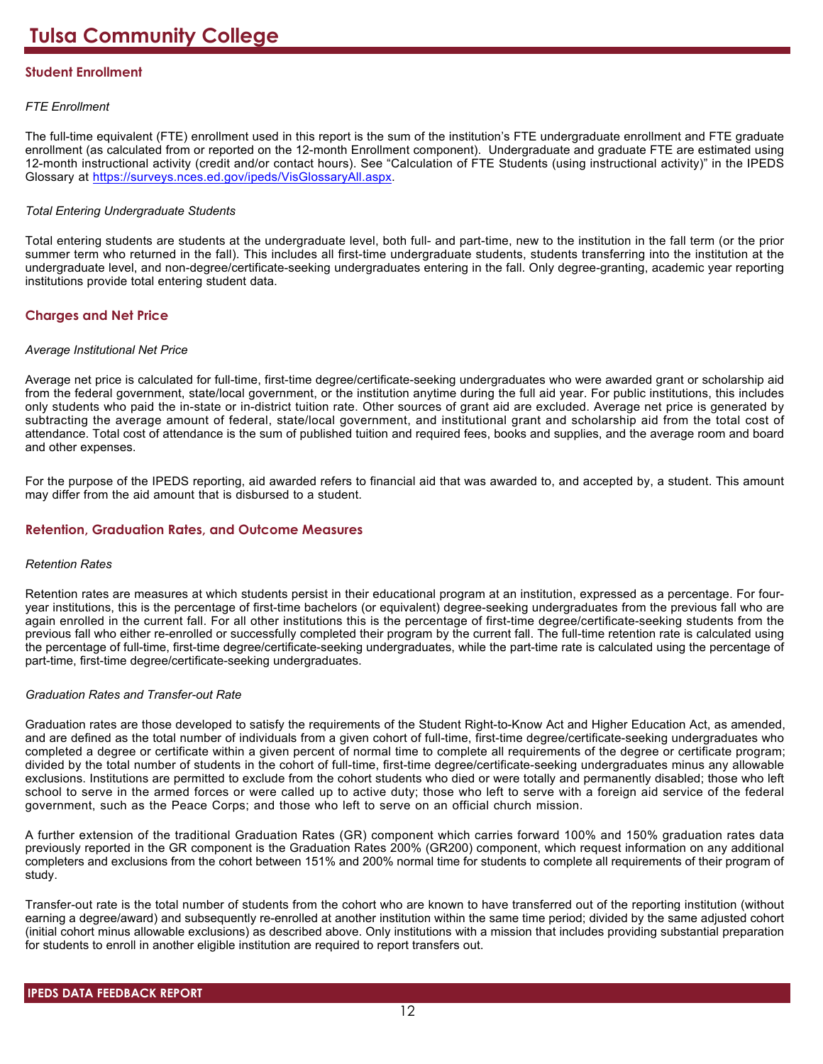## Student Enrollment

*FTE Enrollment*

The full-time equivalent (FTE) enrollment used in this report is the sum of the institution's FTE undergraduate enrollment and FTE graduate enrollment (as calculated from or reported on the 12-month Enrollment component). Undergraduate and graduate FTE are estimated using 12-month instructional activity (credit and/or contact hours). See "Calculation of FTE Students (using instructional activity)" in the IPEDS Glossary at https://surveys.nces.ed.gov/ipeds/VisGlossaryAll.aspx.

*Total Entering Undergraduate Students*

Total entering students are students at the undergraduate level, both full- and part-time, new to the institution in the fall term (or the prior summer term who returned in the fall). This includes all first-time undergraduate students, students transferring into the institution at the undergraduate level, and non-degree/certificate-seeking undergraduates entering in the fall. Only degree-granting, academic year reporting institutions provide total entering student data.

## Charges and Net Price

*Average Institutional Net Price*

Average net price is calculated for full-time, first-time degree/certificate-seeking undergraduates who were awarded grant or scholarship aid from the federal government, state/local government, or the institution anytime during the full aid year. For public institutions, this includes only students who paid the in-state or in-district tuition rate. Other sources of grant aid are excluded. Average net price is generated by subtracting the average amount of federal, state/local government, and institutional grant and scholarship aid from the total cost of attendance. Total cost of attendance is the sum of published tuition and required fees, books and supplies, and the average room and board and other expenses.

For the purpose of the IPEDS reporting, aid awarded refers to financial aid that was awarded to, and accepted by, a student. This amount may differ from the aid amount that is disbursed to a student.

## Retention, Graduation Rates, and Outcome Measures

*Retention Rates*

Retention rates are measures at which students persist in their educational program at an institution, expressed as a percentage. For four-year institutions, this is the percentage of first-time bachelors (or equivalent) degree-seeking undergraduates from the previous fall who are again enrolled in the current fall. For all other institutions this is the percentage of first-time degree/certificate-seeking students from the previous fall who either re-enrolled or successfully completed their program by the current fall. The full-time retention rate is calculated using the percentage of full-time, first-time degree/certificate-seeking undergraduates, while the part-time rate is calculated using the percentage of part-time, first-time degree/certificate-seeking undergraduates.

*Graduation Rates and Transfer-out Rate*

Graduation rates are those developed to satisfy the requirements of the Student Right-to-Know Act and Higher Education Act, as amended, and are defined as the total number of individuals from a given cohort of full-time, first-time degree/certificate-seeking undergraduates who completed a degree or certificate within a given percent of normal time to complete all requirements of the degree or certificate program; divided by the total number of students in the cohort of full-time, first-time degree/certificate-seeking undergraduates minus any allowable exclusions. Institutions are permitted to exclude from the cohort students who died or were totally and permanently disabled; those who left school to serve in the armed forces or were called up to active duty; those who left to serve with a foreign aid service of the federal government, such as the Peace Corps; and those who left to serve on an official church mission.

A further extension of the traditional Graduation Rates (GR) component which carries forward 100% and 150% graduation rates data previously reported in the GR component is the Graduation Rates 200% (GR200) component, which request information on any additional completers and exclusions from the cohort between 151% and 200% normal time for students to complete all requirements of their program of study.

Transfer-out rate is the total number of students from the cohort who are known to have transferred out of the reporting institution (without earning a degree/award) and subsequently re-enrolled at another institution within the same time period; divided by the same adjusted cohort (initial cohort minus allowable exclusions) as described above. Only institutions with a mission that includes providing substantial preparation for students to enroll in another eligible institution are required to report transfers out.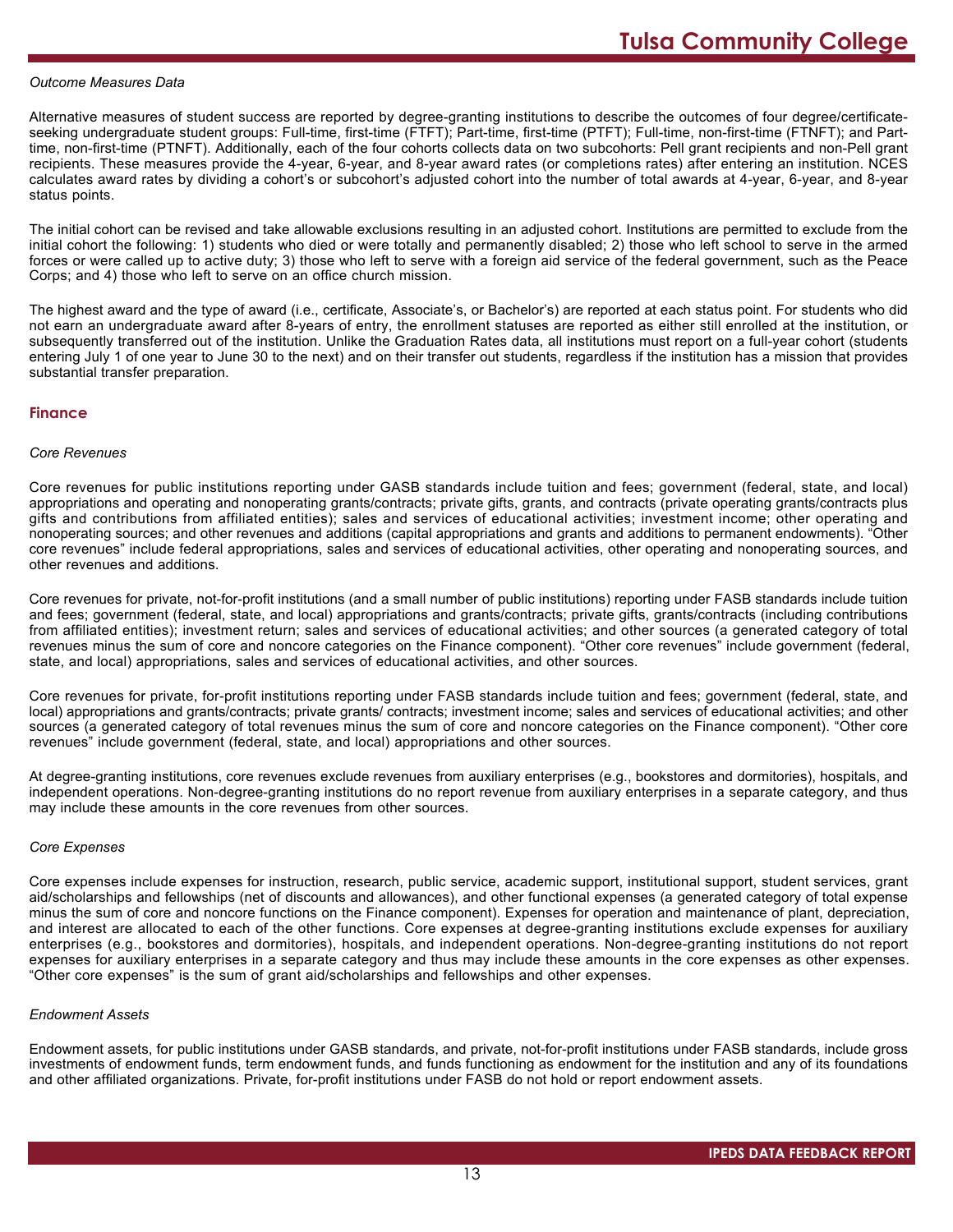*Outcome Measures Data*

Alternative measures of student success are reported by degree-granting institutions to describe the outcomes of four degree/certificate-seeking undergraduate student groups: Full-time, first-time (FTFT); Part-time, first-time (PTFT); Full-time, non-first-time (FTNFT); and Part-time, non-first-time (PTNFT). Additionally, each of the four cohorts collects data on two subcohorts: Pell grant recipients and non-Pell grant recipients. These measures provide the 4-year, 6-year, and 8-year award rates (or completions rates) after entering an institution. NCES calculates award rates by dividing a cohort's or subcohort's adjusted cohort into the number of total awards at 4-year, 6-year, and 8-year status points.

The initial cohort can be revised and take allowable exclusions resulting in an adjusted cohort. Institutions are permitted to exclude from the initial cohort the following: 1) students who died or were totally and permanently disabled; 2) those who left school to serve in the armed forces or were called up to active duty; 3) those who left to serve with a foreign aid service of the federal government, such as the Peace Corps; and 4) those who left to serve on an office church mission.

The highest award and the type of award (i.e., certificate, Associate's, or Bachelor's) are reported at each status point. For students who did not earn an undergraduate award after 8-years of entry, the enrollment statuses are reported as either still enrolled at the institution, or subsequently transferred out of the institution. Unlike the Graduation Rates data, all institutions must report on a full-year cohort (students entering July 1 of one year to June 30 to the next) and on their transfer out students, regardless if the institution has a mission that provides substantial transfer preparation.

## Finance

*Core Revenues*

Core revenues for public institutions reporting under GASB standards include tuition and fees; government (federal, state, and local) appropriations and operating and nonoperating grants/contracts; private gifts, grants, and contracts (private operating grants/contracts plus gifts and contributions from affiliated entities); sales and services of educational activities; investment income; other operating and nonoperating sources; and other revenues and additions (capital appropriations and grants and additions to permanent endowments). "Other core revenues" include federal appropriations, sales and services of educational activities, other operating and nonoperating sources, and other revenues and additions.

Core revenues for private, not-for-profit institutions (and a small number of public institutions) reporting under FASB standards include tuition and fees; government (federal, state, and local) appropriations and grants/contracts; private gifts, grants/contracts (including contributions from affiliated entities); investment return; sales and services of educational activities; and other sources (a generated category of total revenues minus the sum of core and noncore categories on the Finance component). "Other core revenues" include government (federal, state, and local) appropriations, sales and services of educational activities, and other sources.

Core revenues for private, for-profit institutions reporting under FASB standards include tuition and fees; government (federal, state, and local) appropriations and grants/contracts; private grants/ contracts; investment income; sales and services of educational activities; and other sources (a generated category of total revenues minus the sum of core and noncore categories on the Finance component). "Other core revenues" include government (federal, state, and local) appropriations and other sources.

At degree-granting institutions, core revenues exclude revenues from auxiliary enterprises (e.g., bookstores and dormitories), hospitals, and independent operations. Non-degree-granting institutions do no report revenue from auxiliary enterprises in a separate category, and thus may include these amounts in the core revenues from other sources.

*Core Expenses*

Core expenses include expenses for instruction, research, public service, academic support, institutional support, student services, grant aid/scholarships and fellowships (net of discounts and allowances), and other functional expenses (a generated category of total expense minus the sum of core and noncore functions on the Finance component). Expenses for operation and maintenance of plant, depreciation, and interest are allocated to each of the other functions. Core expenses at degree-granting institutions exclude expenses for auxiliary enterprises (e.g., bookstores and dormitories), hospitals, and independent operations. Non-degree-granting institutions do not report expenses for auxiliary enterprises in a separate category and thus may include these amounts in the core expenses as other expenses. "Other core expenses" is the sum of grant aid/scholarships and fellowships and other expenses.

*Endowment Assets*

Endowment assets, for public institutions under GASB standards, and private, not-for-profit institutions under FASB standards, include gross investments of endowment funds, term endowment funds, and funds functioning as endowment for the institution and any of its foundations and other affiliated organizations. Private, for-profit institutions under FASB do not hold or report endowment assets.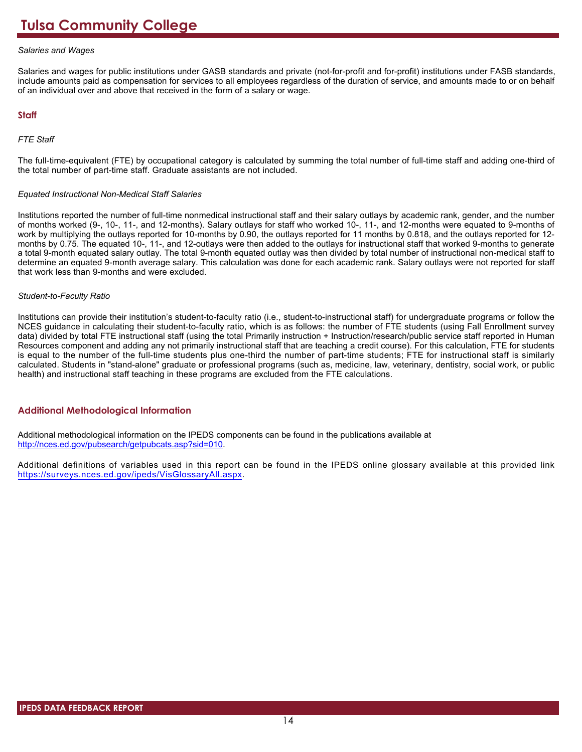*Salaries and Wages*

Salaries and wages for public institutions under GASB standards and private (not-for-profit and for-profit) institutions under FASB standards, include amounts paid as compensation for services to all employees regardless of the duration of service, and amounts made to or on behalf of an individual over and above that received in the form of a salary or wage.

### Staff

*FTE Staff*

The full-time-equivalent (FTE) by occupational category is calculated by summing the total number of full-time staff and adding one-third of the total number of part-time staff. Graduate assistants are not included.

*Equated Instructional Non-Medical Staff Salaries*

Institutions reported the number of full-time nonmedical instructional staff and their salary outlays by academic rank, gender, and the number of months worked (9-, 10-, 11-, and 12-months). Salary outlays for staff who worked 10-, 11-, and 12-months were equated to 9-months of work by multiplying the outlays reported for 10-months by 0.90, the outlays reported for 11 months by 0.818, and the outlays reported for 12-months by 0.75. The equated 10-, 11-, and 12-outlays were then added to the outlays for instructional staff that worked 9-months to generate a total 9-month equated salary outlay. The total 9-month equated outlay was then divided by total number of instructional non-medical staff to determine an equated 9-month average salary. This calculation was done for each academic rank. Salary outlays were not reported for staff that work less than 9-months and were excluded.

*Student-to-Faculty Ratio*

Institutions can provide their institution's student-to-faculty ratio (i.e., student-to-instructional staff) for undergraduate programs or follow the NCES guidance in calculating their student-to-faculty ratio, which is as follows: the number of FTE students (using Fall Enrollment survey data) divided by total FTE instructional staff (using the total Primarily instruction + Instruction/research/public service staff reported in Human Resources component and adding any not primarily instructional staff that are teaching a credit course). For this calculation, FTE for students is equal to the number of the full-time students plus one-third the number of part-time students; FTE for instructional staff is similarly calculated. Students in "stand-alone" graduate or professional programs (such as, medicine, law, veterinary, dentistry, social work, or public health) and instructional staff teaching in these programs are excluded from the FTE calculations.

## Additional Methodological Information

Additional methodological information on the IPEDS components can be found in the publications available at http://nces.ed.gov/pubsearch/getpubcats.asp?sid=010.

Additional definitions of variables used in this report can be found in the IPEDS online glossary available at this provided link https://surveys.nces.ed.gov/ipeds/VisGlossaryAll.aspx.